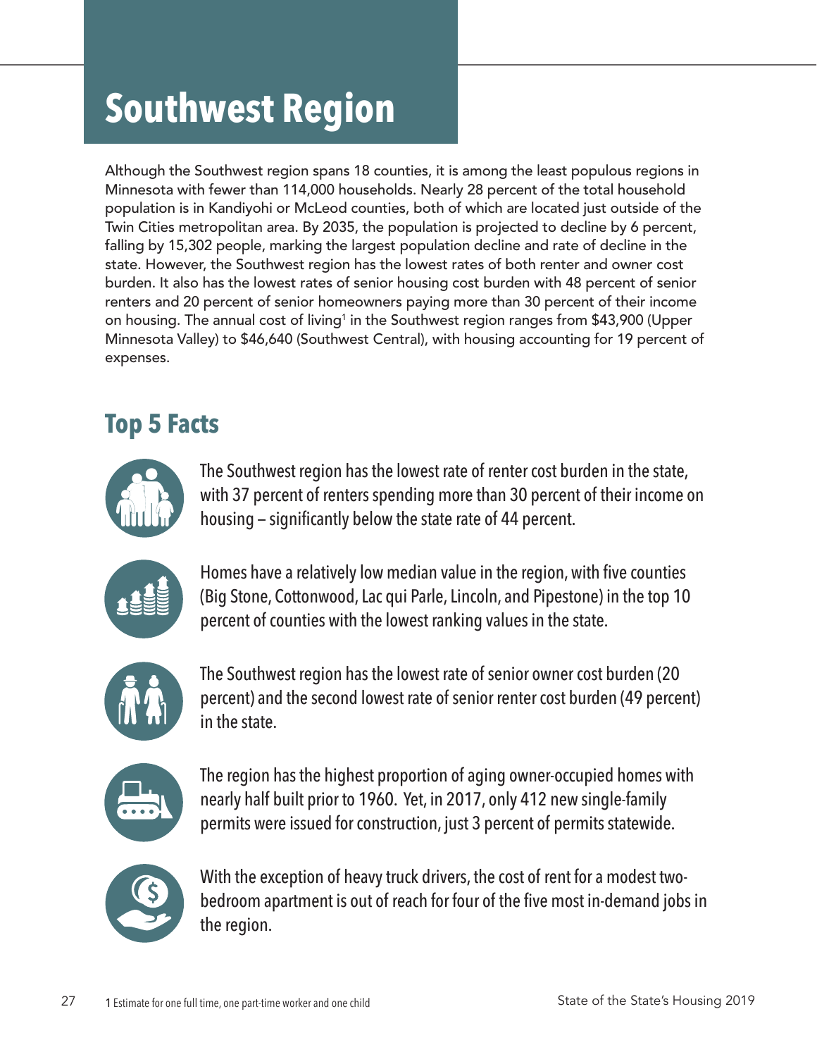# Southwest Region

Although the Southwest region spans 18 counties, it is among the least populous regions in Minnesota with fewer than 114,000 households. Nearly 28 percent of the total household population is in Kandiyohi or McLeod counties, both of which are located just outside of the Twin Cities metropolitan area. By 2035, the population is projected to decline by 6 percent, falling by 15,302 people, marking the largest population decline and rate of decline in the state. However, the Southwest region has the lowest rates of both renter and owner cost burden. It also has the lowest rates of senior housing cost burden with 48 percent of senior renters and 20 percent of senior homeowners paying more than 30 percent of their income on housing. The annual cost of living[1] in the Southwest region ranges from $43,900 (Upper Minnesota Valley) to $46,640 (Southwest Central), with housing accounting for 19 percent of expenses.

## Top 5 Facts

The Southwest region has the lowest rate of renter cost burden in the state, with 37 percent of renters spending more than 30 percent of their income on housing – significantly below the state rate of 44 percent.

Homes have a relatively low median value in the region, with five counties (Big Stone, Cottonwood, Lac qui Parle, Lincoln, and Pipestone) in the top 10 percent of counties with the lowest ranking values in the state.

The Southwest region has the lowest rate of senior owner cost burden (20 percent) and the second lowest rate of senior renter cost burden (49 percent) in the state.

The region has the highest proportion of aging owner-occupied homes with nearly half built prior to 1960. Yet, in 2017, only 412 new single-family permits were issued for construction, just 3 percent of permits statewide.

With the exception of heavy truck drivers, the cost of rent for a modest two-bedroom apartment is out of reach for four of the five most in-demand jobs in the region.

1 Estimate for one full time, one part-time worker and one child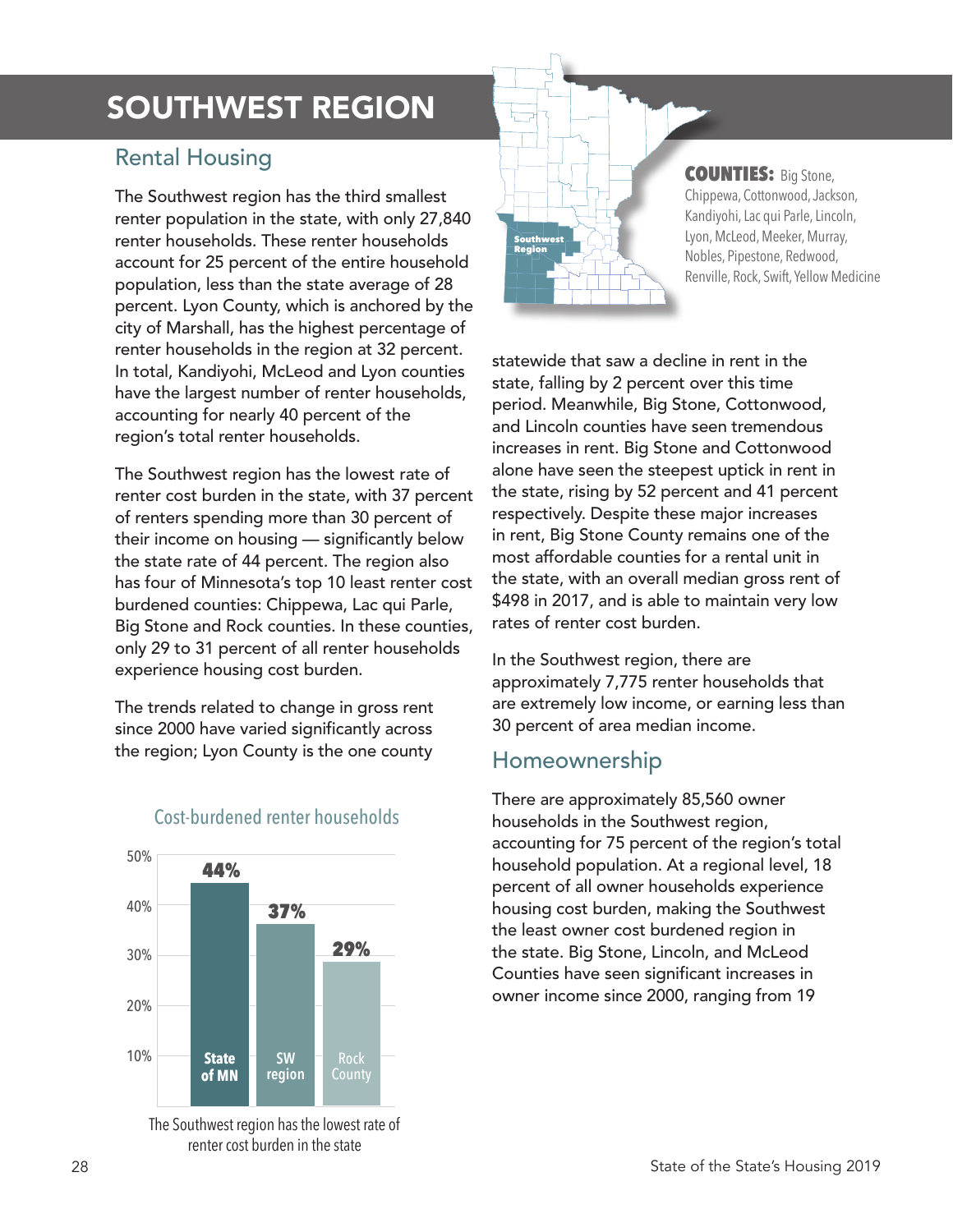# SOUTHWEST REGION

**COUNTIES:** Big Stone, Chippewa, Cottonwood, Jackson, Kandiyohi, Lac qui Parle, Lincoln, Lyon, McLeod, Meeker, Murray, Nobles, Pipestone, Redwood, Renville, Rock, Swift, Yellow Medicine

## Rental Housing

The Southwest region has the third smallest renter population in the state, with only 27,840 renter households. These renter households account for 25 percent of the entire household population, less than the state average of 28 percent. Lyon County, which is anchored by the city of Marshall, has the highest percentage of renter households in the region at 32 percent. In total, Kandiyohi, McLeod and Lyon counties have the largest number of renter households, accounting for nearly 40 percent of the region's total renter households.

The Southwest region has the lowest rate of renter cost burden in the state, with 37 percent of renters spending more than 30 percent of their income on housing — significantly below the state rate of 44 percent. The region also has four of Minnesota's top 10 least renter cost burdened counties: Chippewa, Lac qui Parle, Big Stone and Rock counties. In these counties, only 29 to 31 percent of all renter households experience housing cost burden.

The trends related to change in gross rent since 2000 have varied significantly across the region; Lyon County is the one county statewide that saw a decline in rent in the state, falling by 2 percent over this time period. Meanwhile, Big Stone, Cottonwood, and Lincoln counties have seen tremendous increases in rent. Big Stone and Cottonwood alone have seen the steepest uptick in rent in the state, rising by 52 percent and 41 percent respectively. Despite these major increases in rent, Big Stone County remains one of the most affordable counties for a rental unit in the state, with an overall median gross rent of $498 in 2017, and is able to maintain very low rates of renter cost burden.

In the Southwest region, there are approximately 7,775 renter households that are extremely low income, or earning less than 30 percent of area median income.

### Cost-burdened renter households

| | State of MN | SW region | Rock County |
|---|---|---|---|
| Cost-burdened renter households | 44% | 37% | 29% |

The Southwest region has the lowest rate of renter cost burden in the state

## Homeownership

There are approximately 85,560 owner households in the Southwest region, accounting for 75 percent of the region's total household population. At a regional level, 18 percent of all owner households experience housing cost burden, making the Southwest the least owner cost burdened region in the state. Big Stone, Lincoln, and McLeod Counties have seen significant increases in owner income since 2000, ranging from 19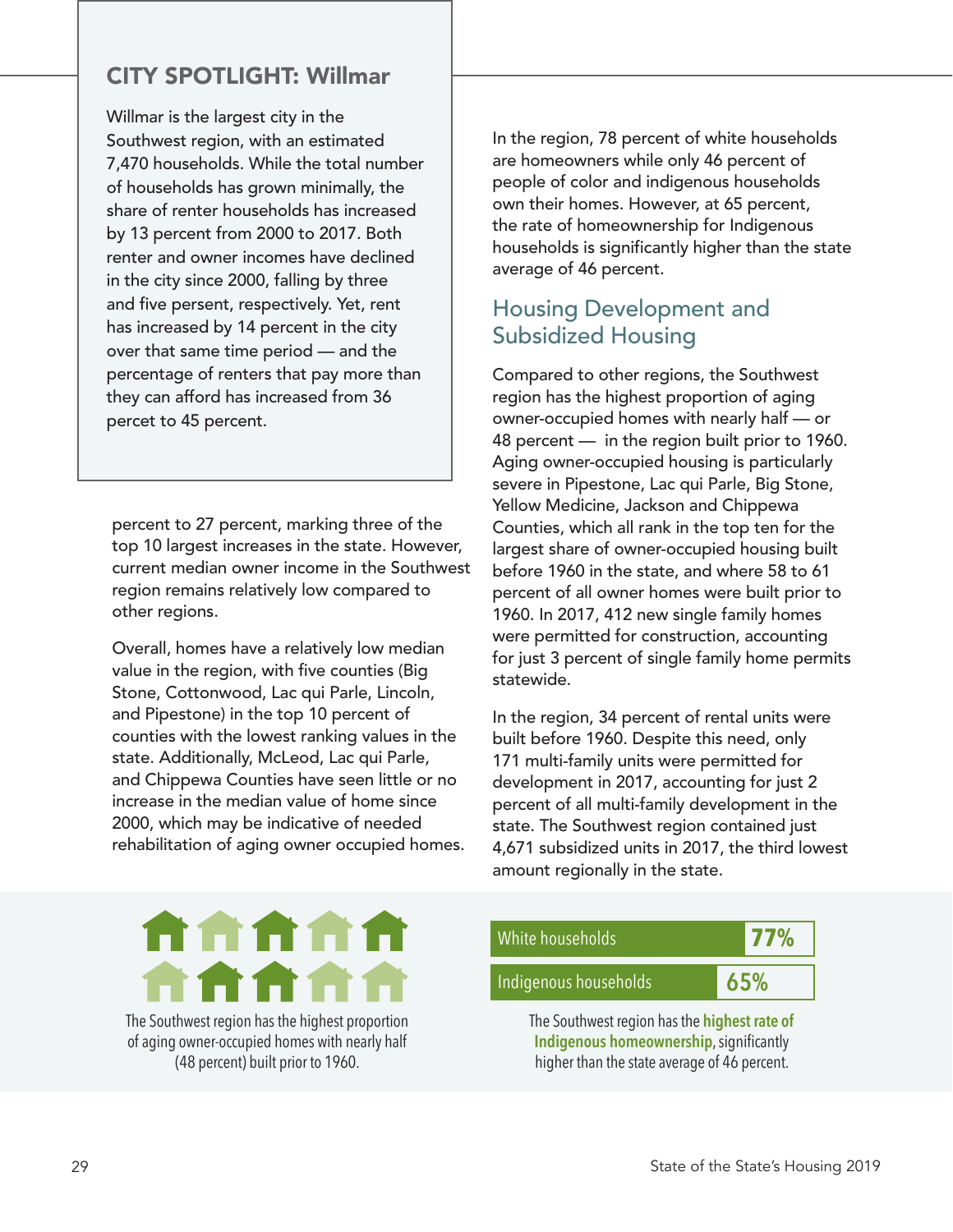## CITY SPOTLIGHT: Willmar

Willmar is the largest city in the Southwest region, with an estimated 7,470 households. While the total number of households has grown minimally, the share of renter households has increased by 13 percent from 2000 to 2017. Both renter and owner incomes have declined in the city since 2000, falling by three and five persent, respectively. Yet, rent has increased by 14 percent in the city over that same time period — and the percentage of renters that pay more than they can afford has increased from 36 percet to 45 percent.

percent to 27 percent, marking three of the top 10 largest increases in the state. However, current median owner income in the Southwest region remains relatively low compared to other regions.

Overall, homes have a relatively low median value in the region, with five counties (Big Stone, Cottonwood, Lac qui Parle, Lincoln, and Pipestone) in the top 10 percent of counties with the lowest ranking values in the state. Additionally, McLeod, Lac qui Parle, and Chippewa Counties have seen little or no increase in the median value of home since 2000, which may be indicative of needed rehabilitation of aging owner occupied homes.

In the region, 78 percent of white households are homeowners while only 46 percent of people of color and indigenous households own their homes. However, at 65 percent, the rate of homeownership for Indigenous households is significantly higher than the state average of 46 percent.

## Housing Development and Subsidized Housing

Compared to other regions, the Southwest region has the highest proportion of aging owner-occupied homes with nearly half — or 48 percent — in the region built prior to 1960. Aging owner-occupied housing is particularly severe in Pipestone, Lac qui Parle, Big Stone, Yellow Medicine, Jackson and Chippewa Counties, which all rank in the top ten for the largest share of owner-occupied housing built before 1960 in the state, and where 58 to 61 percent of all owner homes were built prior to 1960. In 2017, 412 new single family homes were permitted for construction, accounting for just 3 percent of single family home permits statewide.

In the region, 34 percent of rental units were built before 1960. Despite this need, only 171 multi-family units were permitted for development in 2017, accounting for just 2 percent of all multi-family development in the state. The Southwest region contained just 4,671 subsidized units in 2017, the third lowest amount regionally in the state.

The Southwest region has the highest proportion of aging owner-occupied homes with nearly half (48 percent) built prior to 1960.

| | |
|---|---|
| White households | 77% |
| Indigenous households | 65% |

The Southwest region has the **highest rate of Indigenous homeownership**, significantly higher than the state average of 46 percent.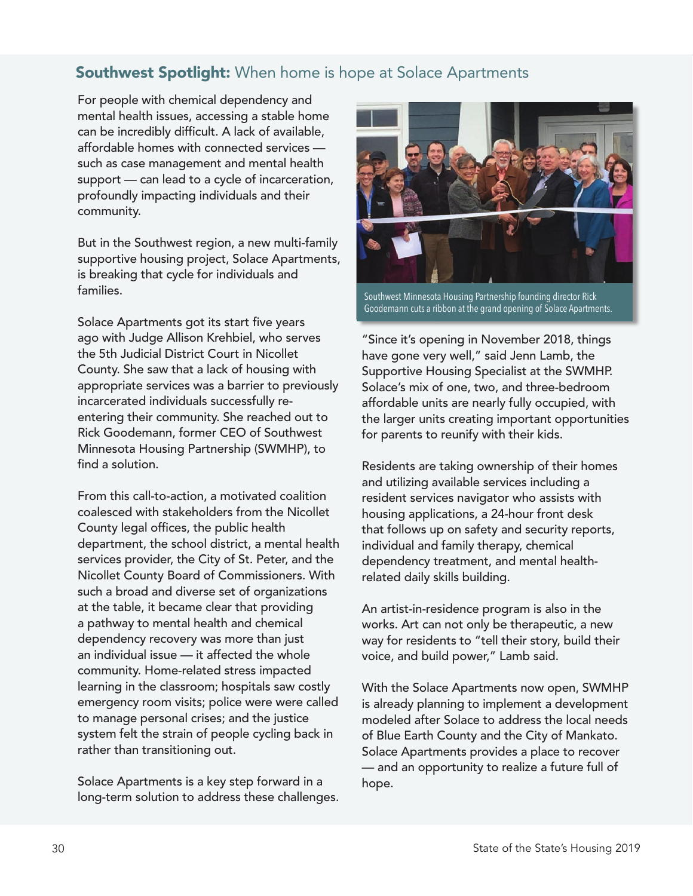## **Southwest Spotlight:** When home is hope at Solace Apartments

For people with chemical dependency and mental health issues, accessing a stable home can be incredibly difficult. A lack of available, affordable homes with connected services — such as case management and mental health support — can lead to a cycle of incarceration, profoundly impacting individuals and their community.

But in the Southwest region, a new multi-family supportive housing project, Solace Apartments, is breaking that cycle for individuals and families.

Solace Apartments got its start five years ago with Judge Allison Krehbiel, who serves the 5th Judicial District Court in Nicollet County. She saw that a lack of housing with appropriate services was a barrier to previously incarcerated individuals successfully re-entering their community. She reached out to Rick Goodemann, former CEO of Southwest Minnesota Housing Partnership (SWMHP), to find a solution.

From this call-to-action, a motivated coalition coalesced with stakeholders from the Nicollet County legal offices, the public health department, the school district, a mental health services provider, the City of St. Peter, and the Nicollet County Board of Commissioners. With such a broad and diverse set of organizations at the table, it became clear that providing a pathway to mental health and chemical dependency recovery was more than just an individual issue — it affected the whole community. Home-related stress impacted learning in the classroom; hospitals saw costly emergency room visits; police were were called to manage personal crises; and the justice system felt the strain of people cycling back in rather than transitioning out.

Solace Apartments is a key step forward in a long-term solution to address these challenges.

Southwest Minnesota Housing Partnership founding director Rick Goodemann cuts a ribbon at the grand opening of Solace Apartments.

"Since it's opening in November 2018, things have gone very well," said Jenn Lamb, the Supportive Housing Specialist at the SWMHP. Solace's mix of one, two, and three-bedroom affordable units are nearly fully occupied, with the larger units creating important opportunities for parents to reunify with their kids.

Residents are taking ownership of their homes and utilizing available services including a resident services navigator who assists with housing applications, a 24-hour front desk that follows up on safety and security reports, individual and family therapy, chemical dependency treatment, and mental health-related daily skills building.

An artist-in-residence program is also in the works. Art can not only be therapeutic, a new way for residents to "tell their story, build their voice, and build power," Lamb said.

With the Solace Apartments now open, SWMHP is already planning to implement a development modeled after Solace to address the local needs of Blue Earth County and the City of Mankato. Solace Apartments provides a place to recover — and an opportunity to realize a future full of hope.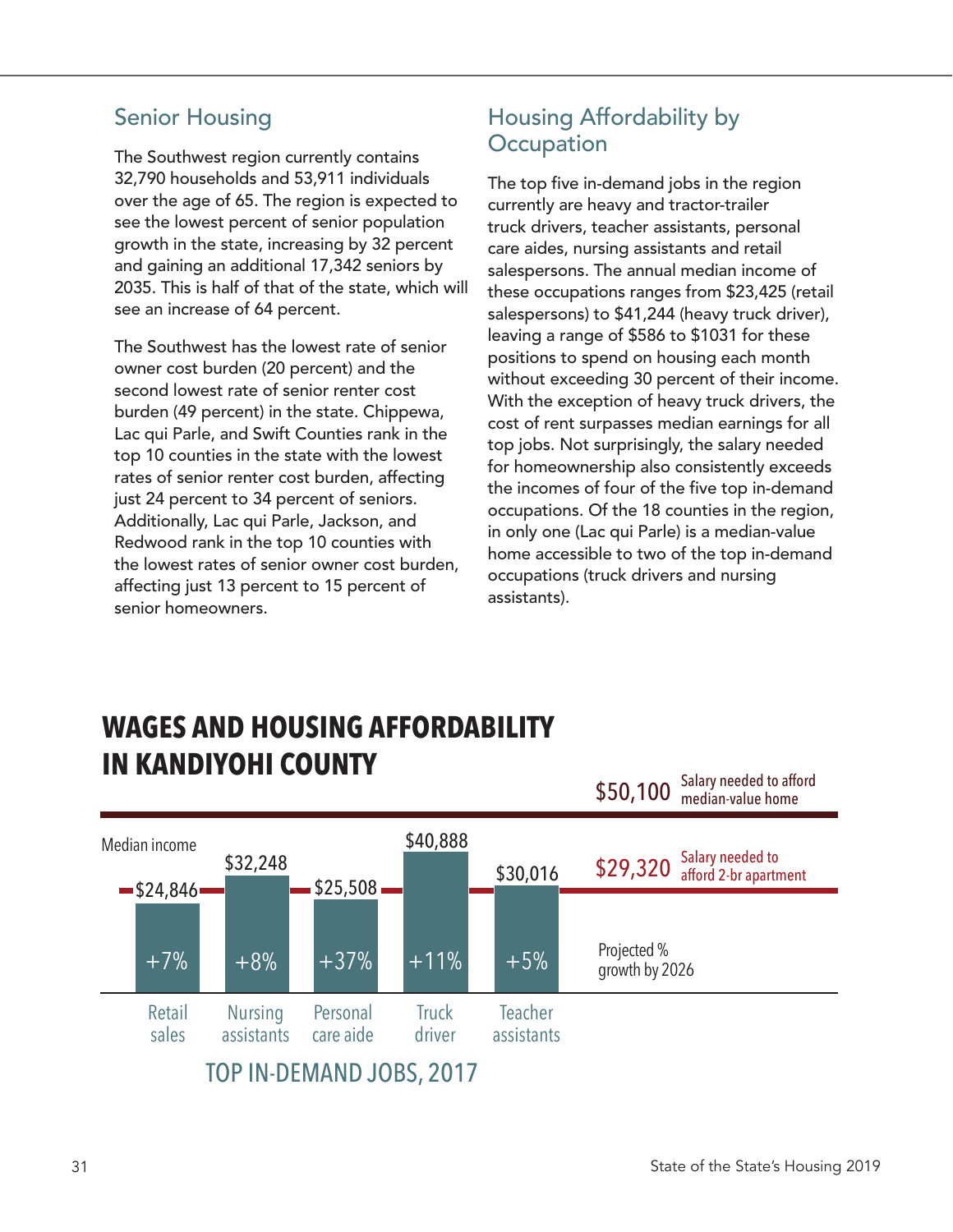## Senior Housing

The Southwest region currently contains 32,790 households and 53,911 individuals over the age of 65. The region is expected to see the lowest percent of senior population growth in the state, increasing by 32 percent and gaining an additional 17,342 seniors by 2035. This is half of that of the state, which will see an increase of 64 percent.

The Southwest has the lowest rate of senior owner cost burden (20 percent) and the second lowest rate of senior renter cost burden (49 percent) in the state. Chippewa, Lac qui Parle, and Swift Counties rank in the top 10 counties in the state with the lowest rates of senior renter cost burden, affecting just 24 percent to 34 percent of seniors. Additionally, Lac qui Parle, Jackson, and Redwood rank in the top 10 counties with the lowest rates of senior owner cost burden, affecting just 13 percent to 15 percent of senior homeowners.

## Housing Affordability by Occupation

The top five in-demand jobs in the region currently are heavy and tractor-trailer truck drivers, teacher assistants, personal care aides, nursing assistants and retail salespersons. The annual median income of these occupations ranges from $23,425 (retail salespersons) to $41,244 (heavy truck driver), leaving a range of $586 to $1031 for these positions to spend on housing each month without exceeding 30 percent of their income. With the exception of heavy truck drivers, the cost of rent surpasses median earnings for all top jobs. Not surprisingly, the salary needed for homeownership also consistently exceeds the incomes of four of the five top in-demand occupations. Of the 18 counties in the region, in only one (Lac qui Parle) is a median-value home accessible to two of the top in-demand occupations (truck drivers and nursing assistants).

## WAGES AND HOUSING AFFORDABILITY IN KANDIYOHI COUNTY

$50,100 Salary needed to afford median-value home

$29,320 Salary needed to afford 2-br apartment

Median income

Retail sales: $24,846, +7%

Nursing assistants: $32,248, +8%

Personal care aide: $25,508, +37%

Truck driver: $40,888, +11%

Teacher assistants: $30,016, +5%

Projected % growth by 2026

TOP IN-DEMAND JOBS, 2017